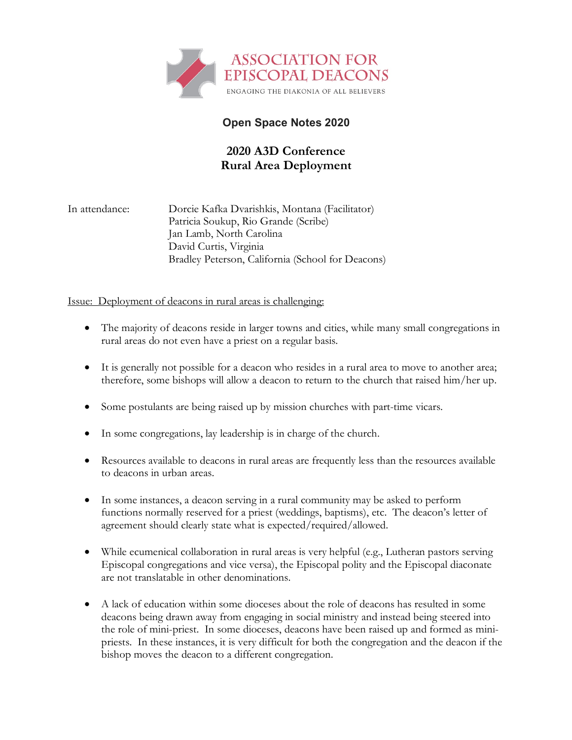ASSOCIATION FOR EPISCOPAL DEACONS

ENGAGING THE DIAKONIA OF ALL BELIEVERS

## Open Space Notes 2020

# 2020 A3D Conference
# Rural Area Deployment

In attendance:

- Dorcie Kafka Dvarishkis, Montana (Facilitator)
- Patricia Soukup, Rio Grande (Scribe)
- Jan Lamb, North Carolina
- David Curtis, Virginia
- Bradley Peterson, California (School for Deacons)

Issue: Deployment of deacons in rural areas is challenging:

- The majority of deacons reside in larger towns and cities, while many small congregations in rural areas do not even have a priest on a regular basis.
- It is generally not possible for a deacon who resides in a rural area to move to another area; therefore, some bishops will allow a deacon to return to the church that raised him/her up.
- Some postulants are being raised up by mission churches with part-time vicars.
- In some congregations, lay leadership is in charge of the church.
- Resources available to deacons in rural areas are frequently less than the resources available to deacons in urban areas.
- In some instances, a deacon serving in a rural community may be asked to perform functions normally reserved for a priest (weddings, baptisms), etc. The deacon's letter of agreement should clearly state what is expected/required/allowed.
- While ecumenical collaboration in rural areas is very helpful (e.g., Lutheran pastors serving Episcopal congregations and vice versa), the Episcopal polity and the Episcopal diaconate are not translatable in other denominations.
- A lack of education within some dioceses about the role of deacons has resulted in some deacons being drawn away from engaging in social ministry and instead being steered into the role of mini-priest. In some dioceses, deacons have been raised up and formed as mini-priests. In these instances, it is very difficult for both the congregation and the deacon if the bishop moves the deacon to a different congregation.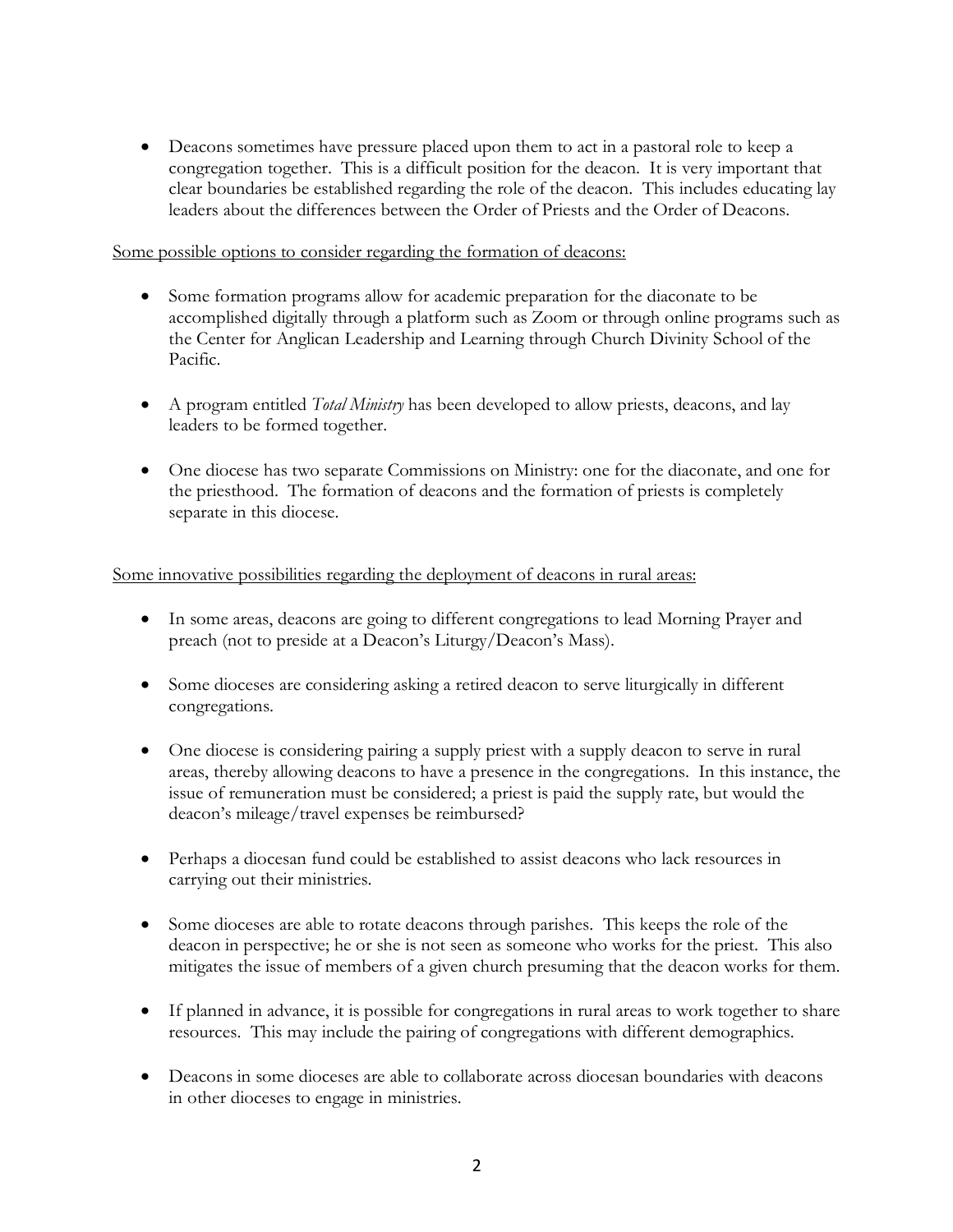- Deacons sometimes have pressure placed upon them to act in a pastoral role to keep a congregation together. This is a difficult position for the deacon. It is very important that clear boundaries be established regarding the role of the deacon. This includes educating lay leaders about the differences between the Order of Priests and the Order of Deacons.

<u>Some possible options to consider regarding the formation of deacons:</u>

- Some formation programs allow for academic preparation for the diaconate to be accomplished digitally through a platform such as Zoom or through online programs such as the Center for Anglican Leadership and Learning through Church Divinity School of the Pacific.

- A program entitled *Total Ministry* has been developed to allow priests, deacons, and lay leaders to be formed together.

- One diocese has two separate Commissions on Ministry: one for the diaconate, and one for the priesthood. The formation of deacons and the formation of priests is completely separate in this diocese.

<u>Some innovative possibilities regarding the deployment of deacons in rural areas:</u>

- In some areas, deacons are going to different congregations to lead Morning Prayer and preach (not to preside at a Deacon's Liturgy/Deacon's Mass).

- Some dioceses are considering asking a retired deacon to serve liturgically in different congregations.

- One diocese is considering pairing a supply priest with a supply deacon to serve in rural areas, thereby allowing deacons to have a presence in the congregations. In this instance, the issue of remuneration must be considered; a priest is paid the supply rate, but would the deacon's mileage/travel expenses be reimbursed?

- Perhaps a diocesan fund could be established to assist deacons who lack resources in carrying out their ministries.

- Some dioceses are able to rotate deacons through parishes. This keeps the role of the deacon in perspective; he or she is not seen as someone who works for the priest. This also mitigates the issue of members of a given church presuming that the deacon works for them.

- If planned in advance, it is possible for congregations in rural areas to work together to share resources. This may include the pairing of congregations with different demographics.

- Deacons in some dioceses are able to collaborate across diocesan boundaries with deacons in other dioceses to engage in ministries.